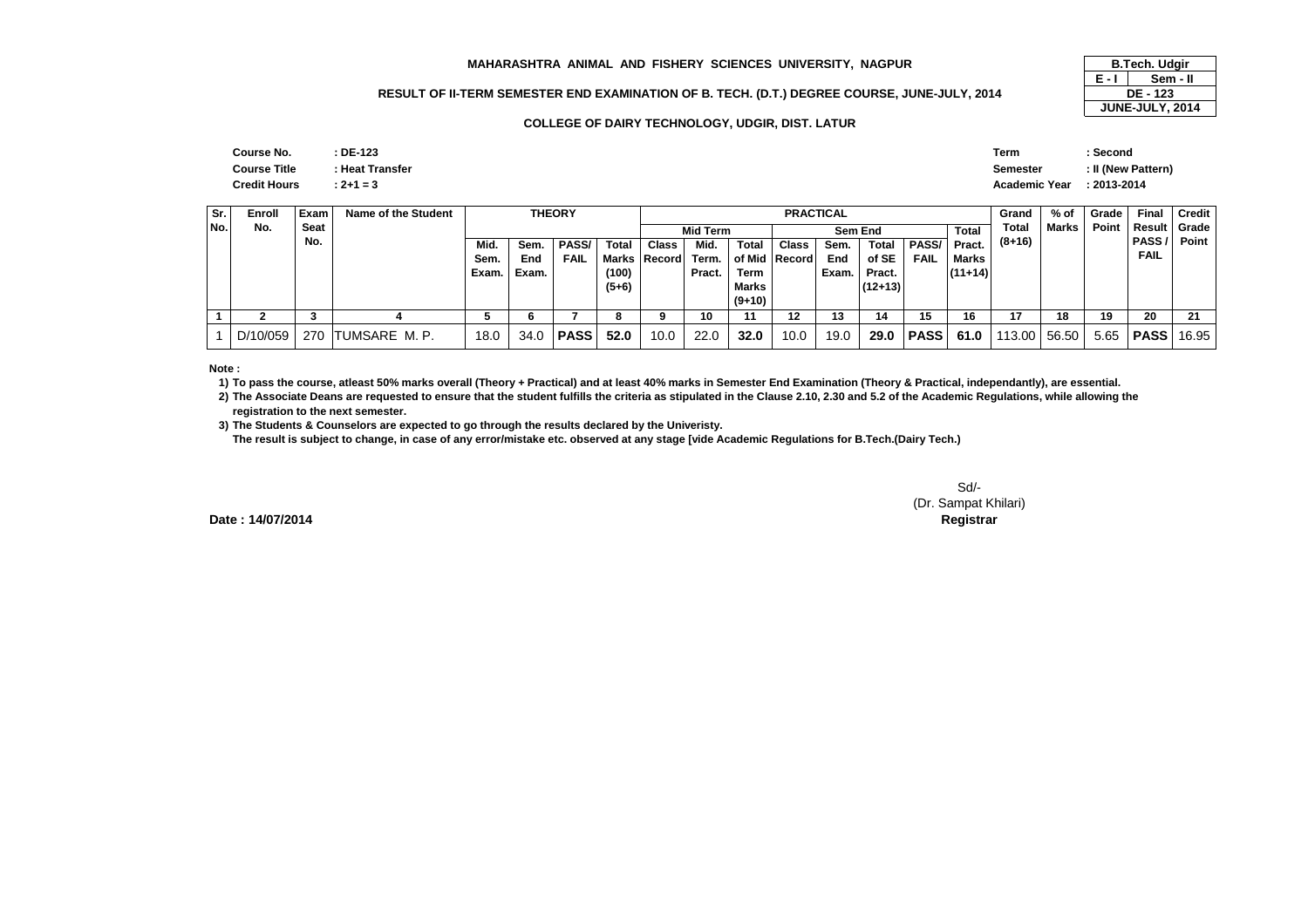**MAHARASHTRA ANIMAL AND FISHERY SCIENCES UNIVERSITY, NAGPUR**

| B.Tech. Udgir | |
|---|---|
| E - I | Sem - II |
| DE - 123 | |
| JUNE-JULY, 2014 | |

**RESULT OF II-TERM SEMESTER END EXAMINATION OF B. TECH. (D.T.) DEGREE COURSE, JUNE-JULY, 2014**

**COLLEGE OF DAIRY TECHNOLOGY, UDGIR, DIST. LATUR**

**Course No.** : DE-123
**Course Title** : Heat Transfer
**Credit Hours** : 2+1 = 3

**Term** : Second
**Semester** : II (New Pattern)
**Academic Year** : 2013-2014

| Sr. No. | Enroll No. | Exam Seat No. | Name of the Student | THEORY | | | | PRACTICAL | | | | | | | | | Grand Total (8+16) | % of Marks | Grade Point | Final Result PASS / FAIL | Credit Grade Point |
|---|---|---|---|---|---|---|---|---|---|---|---|---|---|---|---|---|---|---|---|---|---|
| | | | | | | | | Mid Term | | | Sem End | | | | Total | | | | | | |
| | | | | Mid. Sem. Exam. | Sem. End Exam. | PASS/ FAIL | Total Marks (100) (5+6) | Class Record | Mid. Term. Pract. | Total of Mid Term Marks (9+10) | Class Record | Sem. End Exam. | Total of SE Pract. (12+13) | PASS/ FAIL | Pract. Marks (11+14) | | | | | | |
| 1 | 2 | 3 | 4 | 5 | 6 | 7 | 8 | 9 | 10 | 11 | 12 | 13 | 14 | 15 | 16 | | 17 | 18 | 19 | 20 | 21 |
| 1 | D/10/059 | 270 | TUMSARE M. P. | 18.0 | 34.0 | **PASS** | **52.0** | 10.0 | 22.0 | **32.0** | 10.0 | 19.0 | **29.0** | **PASS** | **61.0** | | 113.00 | 56.50 | 5.65 | **PASS** | 16.95 |

**Note :**

1) To pass the course, atleast 50% marks overall (Theory + Practical) and at least 40% marks in Semester End Examination (Theory & Practical, independantly), are essential.
2) The Associate Deans are requested to ensure that the student fulfills the criteria as stipulated in the Clause 2.10, 2.30 and 5.2 of the Academic Regulations, while allowing the registration to the next semester.
3) The Students & Counselors are expected to go through the results declared by the Univeristy.
The result is subject to change, in case of any error/mistake etc. observed at any stage [vide Academic Regulations for B.Tech.(Dairy Tech.)

Sd/-
(Dr. Sampat Khilari)
**Registrar**

**Date : 14/07/2014**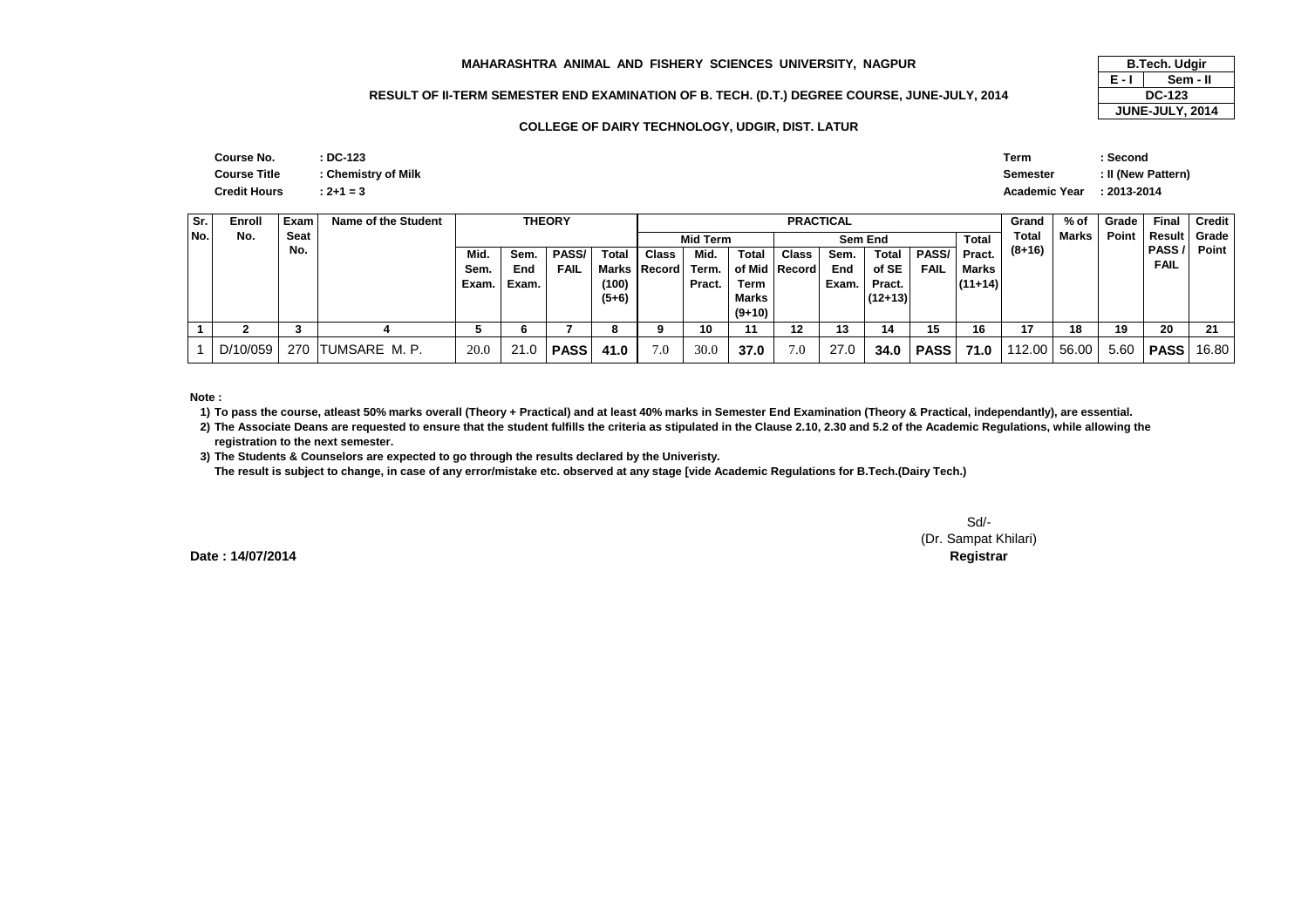**MAHARASHTRA ANIMAL AND FISHERY SCIENCES UNIVERSITY, NAGPUR**

| B.Tech. Udgir | |
|---|---|
| E - I | Sem - II |
| DC-123 | |
| JUNE-JULY, 2014 | |

**RESULT OF II-TERM SEMESTER END EXAMINATION OF B. TECH. (D.T.) DEGREE COURSE, JUNE-JULY, 2014**

**COLLEGE OF DAIRY TECHNOLOGY, UDGIR, DIST. LATUR**

**Course No.** : DC-123
**Course Title** : Chemistry of Milk
**Credit Hours** : 2+1 = 3

**Term** : Second
**Semester** : II (New Pattern)
**Academic Year** : 2013-2014

| Sr. No. | Enroll No. | Exam Seat No. | Name of the Student | THEORY | | | | PRACTICAL | | | | | | | | Grand Total (8+16) | % of Marks | Grade Point | Final Result PASS / FAIL | Credit Grade Point |
|---|---|---|---|---|---|---|---|---|---|---|---|---|---|---|---|---|---|---|---|---|
| | | | | | | | | Mid Term | | | Sem End | | | | Total | | | | | |
| | | | | Mid. Sem. Exam. | Sem. End Exam. | PASS/ FAIL | Total Marks (100) (5+6) | Class Record | Mid. Term. Pract. | Total of Mid Term Marks (9+10) | Class Record | Sem. End Exam. | Total of SE Pract. (12+13) | PASS/ FAIL | Pract. Marks (11+14) | | | | | |
| 1 | 2 | 3 | 4 | 5 | 6 | 7 | 8 | 9 | 10 | 11 | 12 | 13 | 14 | 15 | 16 | 17 | 18 | 19 | 20 | 21 |
| 1 | D/10/059 | 270 | TUMSARE M. P. | 20.0 | 21.0 | PASS | 41.0 | 7.0 | 30.0 | 37.0 | 7.0 | 27.0 | 34.0 | PASS | 71.0 | 112.00 | 56.00 | 5.60 | PASS | 16.80 |

**Note :**

1) To pass the course, atleast 50% marks overall (Theory + Practical) and at least 40% marks in Semester End Examination (Theory & Practical, independantly), are essential.
2) The Associate Deans are requested to ensure that the student fulfills the criteria as stipulated in the Clause 2.10, 2.30 and 5.2 of the Academic Regulations, while allowing the registration to the next semester.
3) The Students & Counselors are expected to go through the results declared by the Univeristy.
The result is subject to change, in case of any error/mistake etc. observed at any stage [vide Academic Regulations for B.Tech.(Dairy Tech.)

Sd/-
(Dr. Sampat Khilari)
**Registrar**

**Date : 14/07/2014**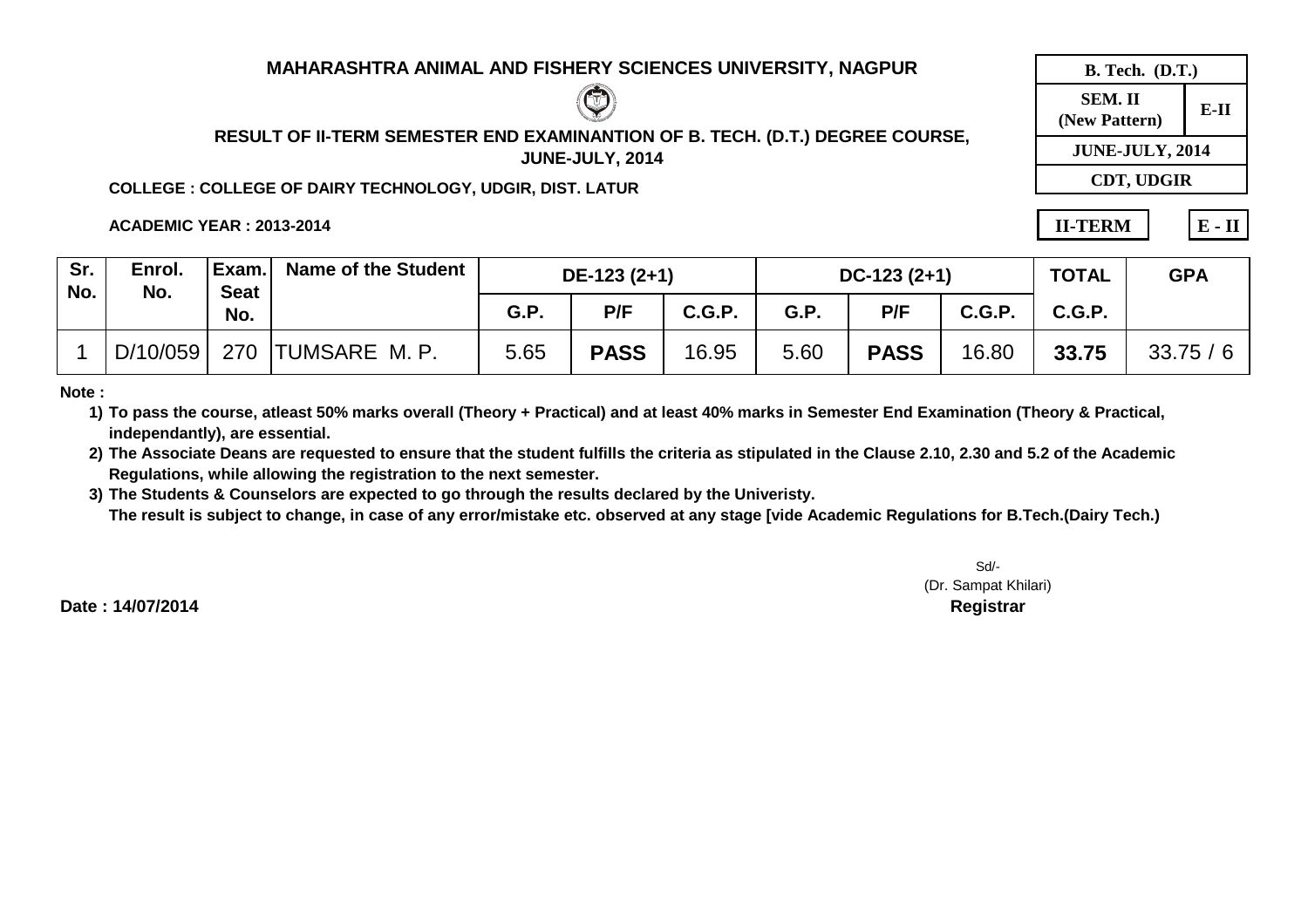# MAHARASHTRA ANIMAL AND FISHERY SCIENCES UNIVERSITY, NAGPUR

| B. Tech. (D.T.) | |
|---|---|
| SEM. II (New Pattern) | E-II |
| JUNE-JULY, 2014 | |
| CDT, UDGIR | |

**RESULT OF II-TERM SEMESTER END EXAMINANTION OF B. TECH. (D.T.) DEGREE COURSE, JUNE-JULY, 2014**

**COLLEGE : COLLEGE OF DAIRY TECHNOLOGY, UDGIR, DIST. LATUR**

**ACADEMIC YEAR : 2013-2014**

**II-TERM** **E - II**

| Sr. No. | Enrol. No. | Exam. Seat No. | Name of the Student | DE-123 (2+1) | | | DC-123 (2+1) | | | TOTAL | GPA |
|---|---|---|---|---|---|---|---|---|---|---|---|
| | | | | G.P. | P/F | C.G.P. | G.P. | P/F | C.G.P. | C.G.P. | |
| 1 | D/10/059 | 270 | TUMSARE M. P. | 5.65 | **PASS** | 16.95 | 5.60 | **PASS** | 16.80 | **33.75** | 33.75 / 6 |

**Note :**

1) **To pass the course, atleast 50% marks overall (Theory + Practical) and at least 40% marks in Semester End Examination (Theory & Practical, independantly), are essential.**
2) **The Associate Deans are requested to ensure that the student fulfills the criteria as stipulated in the Clause 2.10, 2.30 and 5.2 of the Academic Regulations, while allowing the registration to the next semester.**
3) **The Students & Counselors are expected to go through the results declared by the Univeristy.**
   **The result is subject to change, in case of any error/mistake etc. observed at any stage [vide Academic Regulations for B.Tech.(Dairy Tech.)**

Sd/-
(Dr. Sampat Khilari)
**Registrar**

**Date : 14/07/2014**